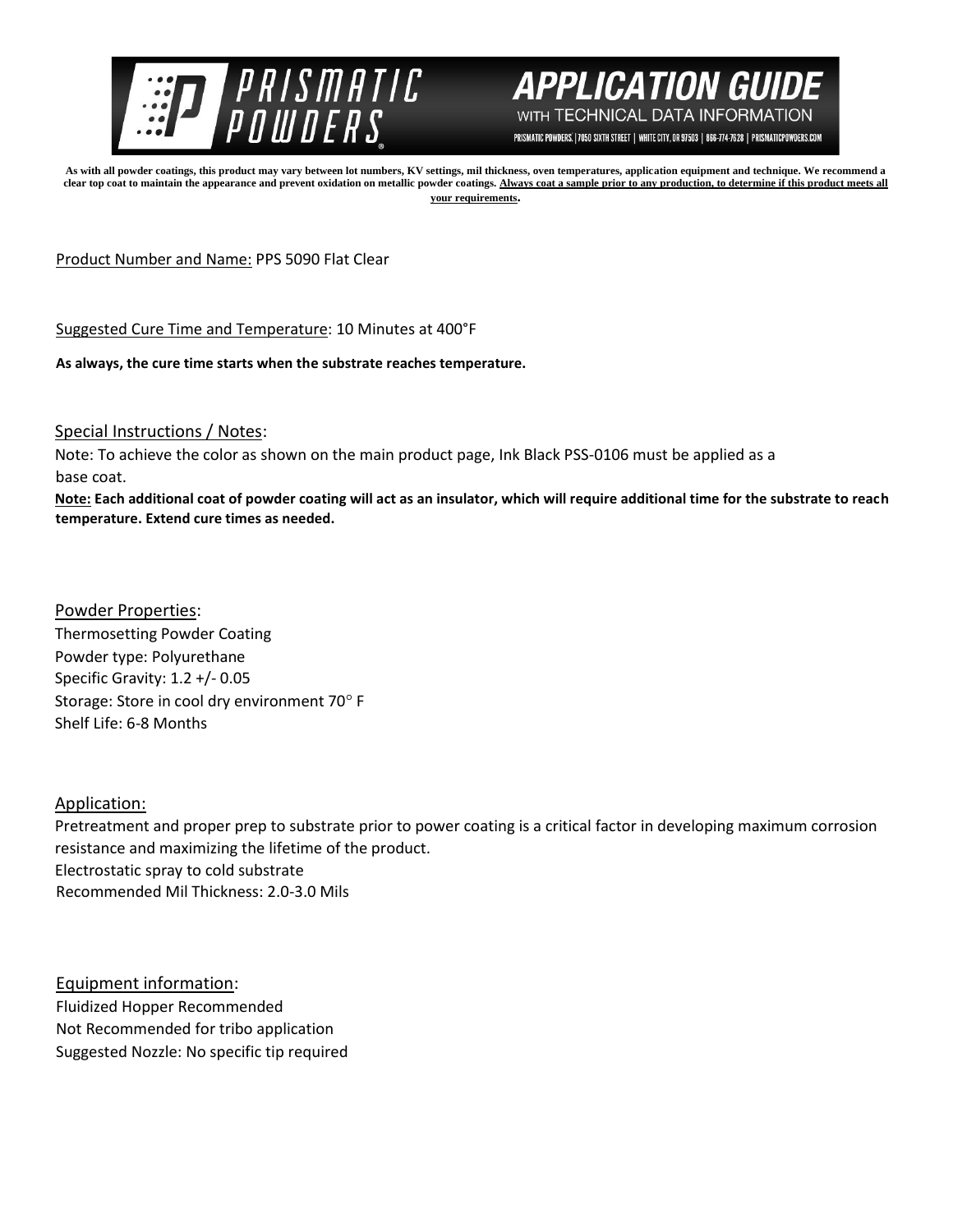# PRISMATIC POWDERS

## APPLICATION GUIDE

WITH TECHNICAL DATA INFORMATION

PRISMATIC POWDERS. | 7050 SIXTH STREET | WHITE CITY, OR 97503 | 866-774-7628 | PRISMATICPOWDERS.COM

**As with all powder coatings, this product may vary between lot numbers, KV settings, mil thickness, oven temperatures, application equipment and technique. We recommend a clear top coat to maintain the appearance and prevent oxidation on metallic powder coatings. Always coat a sample prior to any production, to determine if this product meets all your requirements.**

Product Number and Name: PPS 5090 Flat Clear

Suggested Cure Time and Temperature: 10 Minutes at 400°F

**As always, the cure time starts when the substrate reaches temperature.**

Special Instructions / Notes:

Note: To achieve the color as shown on the main product page, Ink Black PSS-0106 must be applied as a base coat.

**Note: Each additional coat of powder coating will act as an insulator, which will require additional time for the substrate to reach temperature. Extend cure times as needed.**

Powder Properties:

Thermosetting Powder Coating
Powder type: Polyurethane
Specific Gravity: 1.2 +/- 0.05
Storage: Store in cool dry environment 70° F
Shelf Life: 6-8 Months

Application:

Pretreatment and proper prep to substrate prior to power coating is a critical factor in developing maximum corrosion resistance and maximizing the lifetime of the product.
Electrostatic spray to cold substrate
Recommended Mil Thickness: 2.0-3.0 Mils

Equipment information:

Fluidized Hopper Recommended
Not Recommended for tribo application
Suggested Nozzle: No specific tip required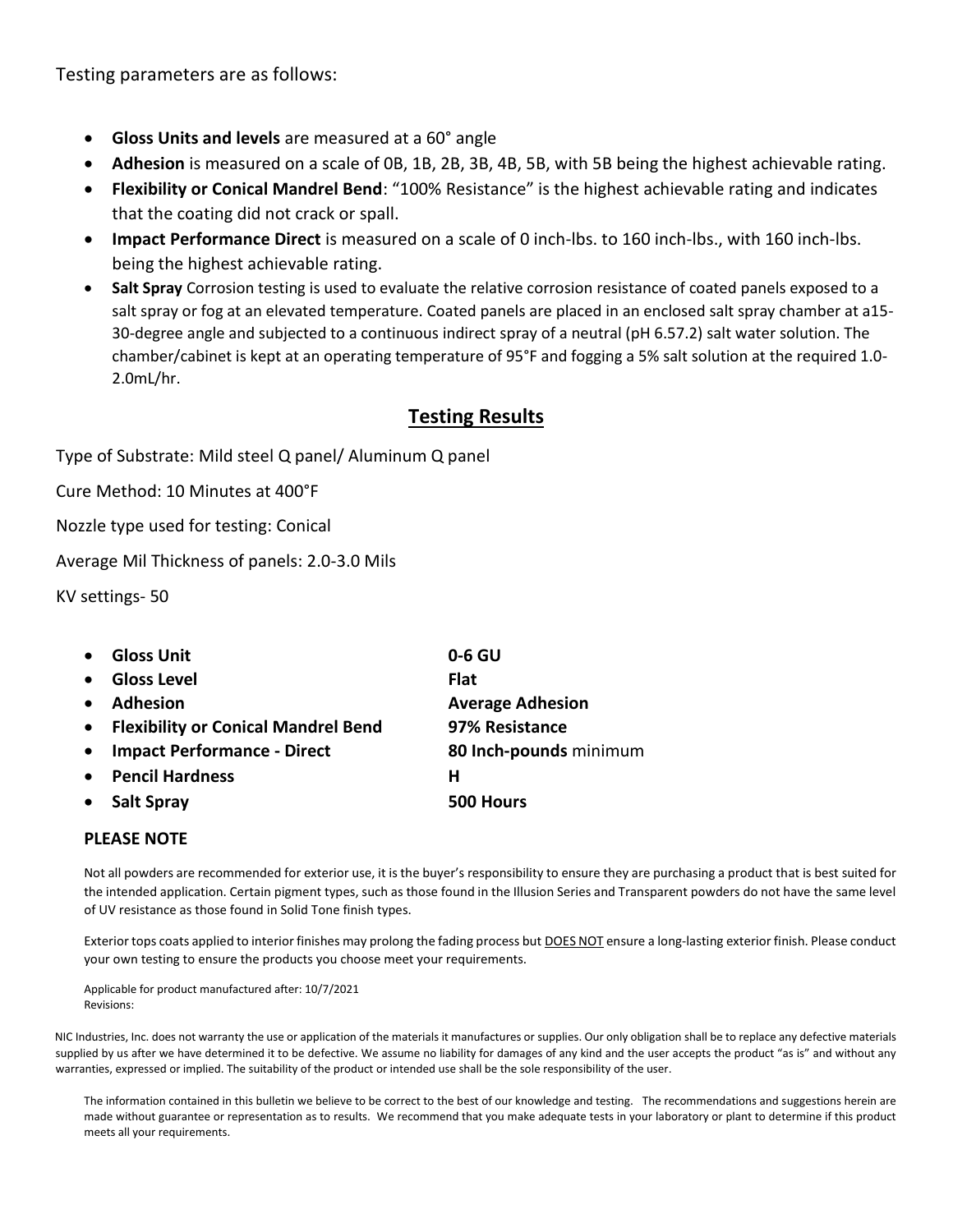Testing parameters are as follows:

- **Gloss Units and levels** are measured at a 60° angle
- **Adhesion** is measured on a scale of 0B, 1B, 2B, 3B, 4B, 5B, with 5B being the highest achievable rating.
- **Flexibility or Conical Mandrel Bend**: "100% Resistance" is the highest achievable rating and indicates that the coating did not crack or spall.
- **Impact Performance Direct** is measured on a scale of 0 inch-lbs. to 160 inch-lbs., with 160 inch-lbs. being the highest achievable rating.
- **Salt Spray** Corrosion testing is used to evaluate the relative corrosion resistance of coated panels exposed to a salt spray or fog at an elevated temperature. Coated panels are placed in an enclosed salt spray chamber at a15-30-degree angle and subjected to a continuous indirect spray of a neutral (pH 6.57.2) salt water solution. The chamber/cabinet is kept at an operating temperature of 95°F and fogging a 5% salt solution at the required 1.0-2.0mL/hr.

## Testing Results

Type of Substrate: Mild steel Q panel/ Aluminum Q panel

Cure Method: 10 Minutes at 400°F

Nozzle type used for testing: Conical

Average Mil Thickness of panels: 2.0-3.0 Mils

KV settings- 50

| | |
|---|---|
| **Gloss Unit** | **0-6 GU** |
| **Gloss Level** | **Flat** |
| **Adhesion** | **Average Adhesion** |
| **Flexibility or Conical Mandrel Bend** | **97% Resistance** |
| **Impact Performance - Direct** | **80 Inch-pounds** minimum |
| **Pencil Hardness** | **H** |
| **Salt Spray** | **500 Hours** |

### PLEASE NOTE

Not all powders are recommended for exterior use, it is the buyer's responsibility to ensure they are purchasing a product that is best suited for the intended application. Certain pigment types, such as those found in the Illusion Series and Transparent powders do not have the same level of UV resistance as those found in Solid Tone finish types.

Exterior tops coats applied to interior finishes may prolong the fading process but DOES NOT ensure a long-lasting exterior finish. Please conduct your own testing to ensure the products you choose meet your requirements.

Applicable for product manufactured after: 10/7/2021
Revisions:

NIC Industries, Inc. does not warranty the use or application of the materials it manufactures or supplies. Our only obligation shall be to replace any defective materials supplied by us after we have determined it to be defective. We assume no liability for damages of any kind and the user accepts the product "as is" and without any warranties, expressed or implied. The suitability of the product or intended use shall be the sole responsibility of the user.

The information contained in this bulletin we believe to be correct to the best of our knowledge and testing. The recommendations and suggestions herein are made without guarantee or representation as to results. We recommend that you make adequate tests in your laboratory or plant to determine if this product meets all your requirements.